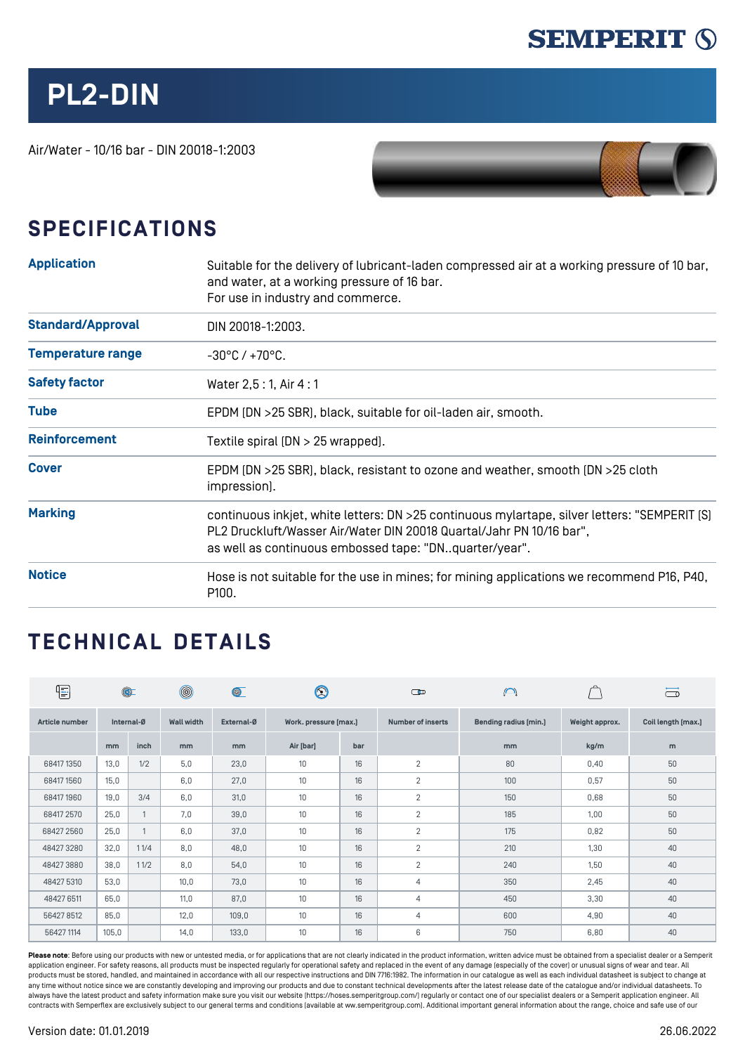# PL2-DIN

Air/Water - 10/16 bar - DIN 20018-1:2003

## SPECIFICATIONS

| | |
|---|---|
| **Application** | Suitable for the delivery of lubricant-laden compressed air at a working pressure of 10 bar, and water, at a working pressure of 16 bar.<br>For use in industry and commerce. |
| **Standard/Approval** | DIN 20018-1:2003. |
| **Temperature range** | -30°C / +70°C. |
| **Safety factor** | Water 2,5 : 1, Air 4 : 1 |
| **Tube** | EPDM (DN >25 SBR), black, suitable for oil-laden air, smooth. |
| **Reinforcement** | Textile spiral (DN > 25 wrapped). |
| **Cover** | EPDM (DN >25 SBR), black, resistant to ozone and weather, smooth (DN >25 cloth impression). |
| **Marking** | continuous inkjet, white letters: DN >25 continuous mylartape, silver letters: "SEMPERIT (S) PL2 Druckluft/Wasser Air/Water DIN 20018 Quartal/Jahr PN 10/16 bar",<br>as well as continuous embossed tape: "DN..quarter/year". |
| **Notice** | Hose is not suitable for the use in mines; for mining applications we recommend P16, P40, P100. |

## TECHNICAL DETAILS

| Article number | Internal-Ø | | Wall width | External-Ø | Work. pressure (max.) | | Number of inserts | Bending radius (min.) | Weight approx. | Coil length (max.) |
|---|---|---|---|---|---|---|---|---|---|---|
| | mm | inch | mm | mm | Air (bar) | bar | | mm | kg/m | m |
| 68417 1350 | 13,0 | 1/2 | 5,0 | 23,0 | 10 | 16 | 2 | 80 | 0,40 | 50 |
| 68417 1560 | 15,0 | | 6,0 | 27,0 | 10 | 16 | 2 | 100 | 0,57 | 50 |
| 68417 1960 | 19,0 | 3/4 | 6,0 | 31,0 | 10 | 16 | 2 | 150 | 0,68 | 50 |
| 68417 2570 | 25,0 | 1 | 7,0 | 39,0 | 10 | 16 | 2 | 185 | 1,00 | 50 |
| 68427 2560 | 25,0 | 1 | 6,0 | 37,0 | 10 | 16 | 2 | 175 | 0,82 | 50 |
| 48427 3280 | 32,0 | 1 1/4 | 8,0 | 48,0 | 10 | 16 | 2 | 210 | 1,30 | 40 |
| 48427 3880 | 38,0 | 1 1/2 | 8,0 | 54,0 | 10 | 16 | 2 | 240 | 1,50 | 40 |
| 48427 5310 | 53,0 | | 10,0 | 73,0 | 10 | 16 | 4 | 350 | 2,45 | 40 |
| 48427 6511 | 65,0 | | 11,0 | 87,0 | 10 | 16 | 4 | 450 | 3,30 | 40 |
| 56427 8512 | 85,0 | | 12,0 | 109,0 | 10 | 16 | 4 | 600 | 4,90 | 40 |
| 56427 1114 | 105,0 | | 14,0 | 133,0 | 10 | 16 | 6 | 750 | 6,80 | 40 |

**Please note**: Before using our products with new or untested media, or for applications that are not clearly indicated in the product information, written advice must be obtained from a specialist dealer or a Semperit application engineer. For safety reasons, all products must be inspected regularly for operational safety and replaced in the event of any damage (especially of the cover) or unusual signs of wear and tear. All products must be stored, handled, and maintained in accordance with all our respective instructions and DIN 7716:1982. The information in our catalogue as well as each individual datasheet is subject to change at any time without notice since we are constantly developing and improving our products and due to constant technical developments after the latest release date of the catalogue and/or individual datasheets. To always have the latest product and safety information make sure you visit our website (https://hoses.semperitgroup.com/) regularly or contact one of our specialist dealers or a Semperit application engineer. All contracts with Semperflex are exclusively subject to our general terms and conditions (available at ww.semperitgroup.com). Additional important general information about the range, choice and safe use of our

Version date: 01.01.2019

26.06.2022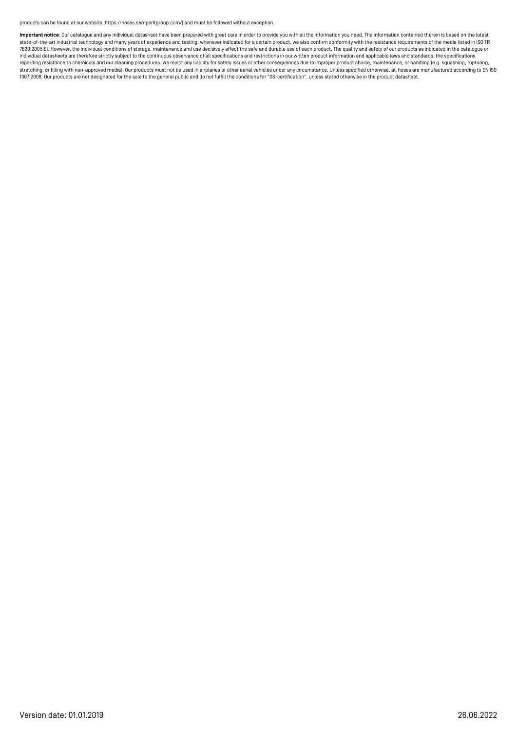products can be found at our website (https://hoses.semperitgroup.com/) and must be followed without exception.

**Important notice**: Our catalogue and any individual datasheet have been prepared with great care in order to provide you with all the information you need. The information contained therein is based on the latest state-of-the-art industrial technology and many years of experience and testing; whenever indicated for a certain product, we also confirm conformity with the resistance requirements of the media listed in ISO TR 7620:2005(E). However, the individual conditions of storage, maintenance and use decisively affect the safe and durable use of each product. The quality and safety of our products as indicated in the catalogue or individual datasheets are therefore strictly subject to the continuous observance of all specifications and restrictions in our written product information and applicable laws and standards, the specifications regarding resistance to chemicals and our cleaning procedures. We reject any liability for safety issues or other consequences due to improper product choice, maintenance, or handling (e.g. squashing, rupturing, stretching, or filling with non-approved media). Our products must not be used in airplanes or other aerial vehicles under any circumstance. Unless specified otherwise, all hoses are manufactured according to EN ISO 1307:2008. Our products are not designated for the sale to the general public and do not fulfill the conditions for "GS-certification", unless stated otherwise in the product datasheet.

Version date: 01.01.2019

26.06.2022